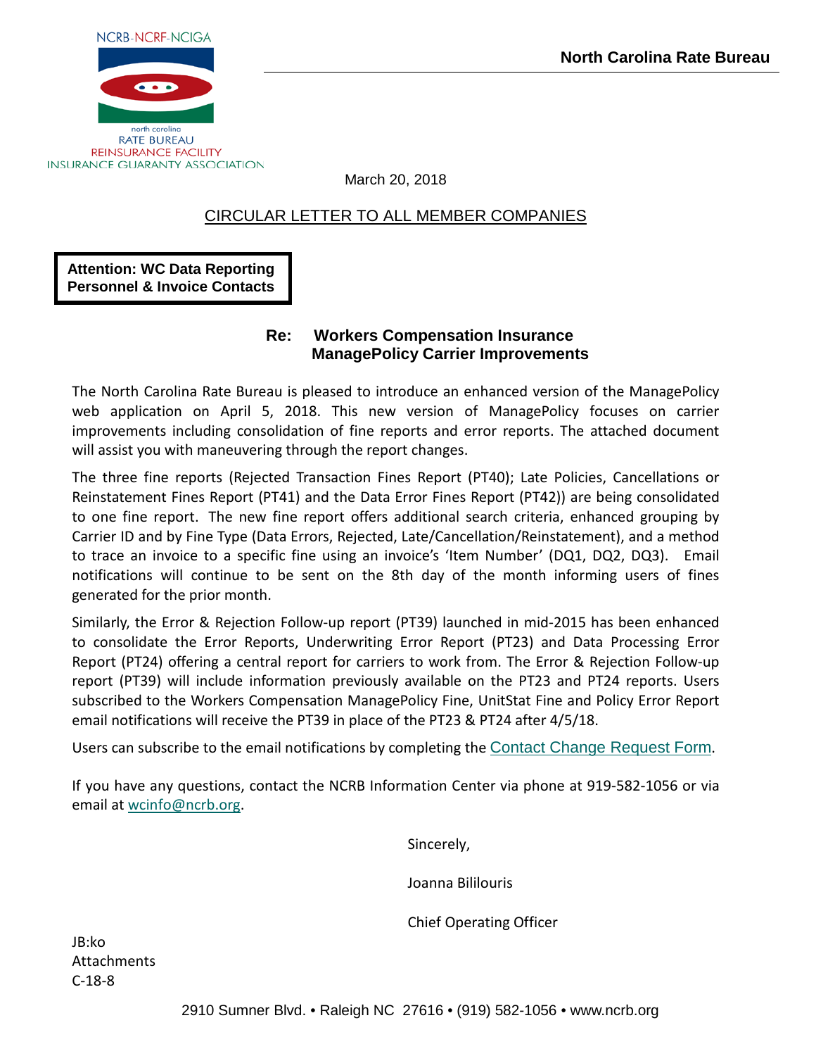NCRB-NCRF-NCIGA

north carolina
RATE BUREAU
REINSURANCE FACILITY
INSURANCE GUARANTY ASSOCIATION

**North Carolina Rate Bureau**

March 20, 2018

CIRCULAR LETTER TO ALL MEMBER COMPANIES

**Attention: WC Data Reporting Personnel & Invoice Contacts**

**Re: Workers Compensation Insurance ManagePolicy Carrier Improvements**

The North Carolina Rate Bureau is pleased to introduce an enhanced version of the ManagePolicy web application on April 5, 2018. This new version of ManagePolicy focuses on carrier improvements including consolidation of fine reports and error reports. The attached document will assist you with maneuvering through the report changes.

The three fine reports (Rejected Transaction Fines Report (PT40); Late Policies, Cancellations or Reinstatement Fines Report (PT41) and the Data Error Fines Report (PT42)) are being consolidated to one fine report. The new fine report offers additional search criteria, enhanced grouping by Carrier ID and by Fine Type (Data Errors, Rejected, Late/Cancellation/Reinstatement), and a method to trace an invoice to a specific fine using an invoice's 'Item Number' (DQ1, DQ2, DQ3). Email notifications will continue to be sent on the 8th day of the month informing users of fines generated for the prior month.

Similarly, the Error & Rejection Follow-up report (PT39) launched in mid-2015 has been enhanced to consolidate the Error Reports, Underwriting Error Report (PT23) and Data Processing Error Report (PT24) offering a central report for carriers to work from. The Error & Rejection Follow-up report (PT39) will include information previously available on the PT23 and PT24 reports. Users subscribed to the Workers Compensation ManagePolicy Fine, UnitStat Fine and Policy Error Report email notifications will receive the PT39 in place of the PT23 & PT24 after 4/5/18.

Users can subscribe to the email notifications by completing the Contact Change Request Form.

If you have any questions, contact the NCRB Information Center via phone at 919-582-1056 or via email at wcinfo@ncrb.org.

Sincerely,

Joanna Biliouris

Chief Operating Officer

JB:ko
Attachments
C-18-8

2910 Sumner Blvd. • Raleigh NC 27616 • (919) 582-1056 • www.ncrb.org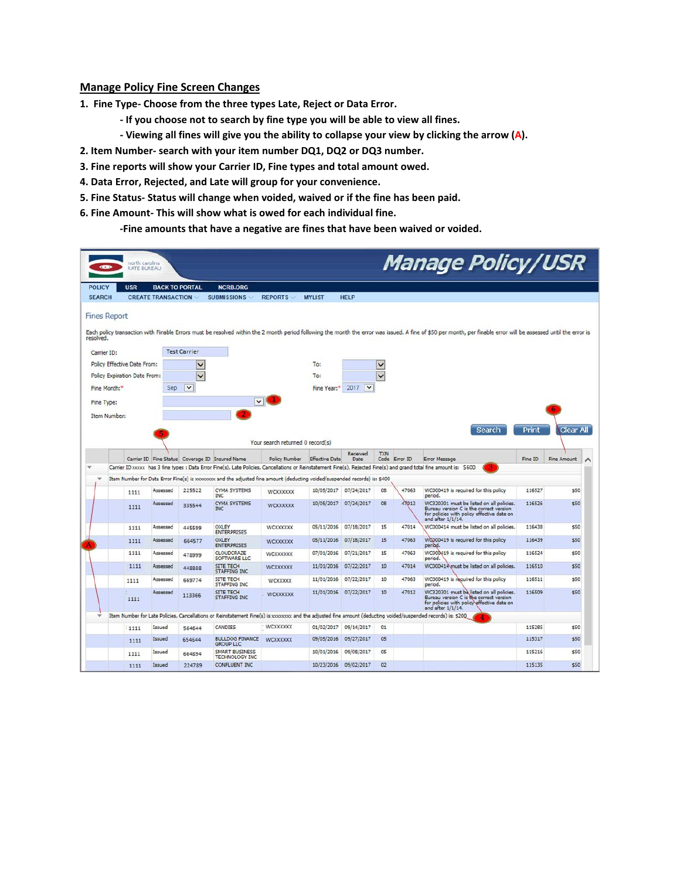## Manage Policy Fine Screen Changes

1. **Fine Type- Choose from the three types Late, Reject or Data Error.**
   - **If you choose not to search by fine type you will be able to view all fines.**
   - **Viewing all fines will give you the ability to collapse your view by clicking the arrow (A).**
2. **Item Number- search with your item number DQ1, DQ2 or DQ3 number.**
3. **Fine reports will show your Carrier ID, Fine types and total amount owed.**
4. **Data Error, Rejected, and Late will group for your convenience.**
5. **Fine Status- Status will change when voided, waived or if the fine has been paid.**
6. **Fine Amount- This will show what is owed for each individual fine.**
   - **Fine amounts that have a negative are fines that have been waived or voided.**

north carolina RATE BUREAU

# Manage Policy/USR

POLICY | USR | BACK TO PORTAL | NCRB.ORG

SEARCH | CREATE TRANSACTION | SUBMISSIONS | REPORTS | MYLIST | HELP

### Fines Report

Each policy transaction with Finable Errors must be resolved within the 2 month period following the month the error was issued. A fine of $50 per month, per finable error will be assessed until the error is resolved.

Carrier ID: Test Carrier

Policy Effective Date From: | To:

Policy Expiration Date From: | To:

Fine Month:* Sep | Fine Year:* 2017

Fine Type: (1)

Item Number: (2)

Search | Print | Clear All (6)

Your search returned 0 record(s)

| Carrier ID | Fine Status (5) | Coverage ID | Insured Name | Policy Number | Effective Date | Received Date | TXN Code | Error ID | Error Message | Fine ID | Fine Amount |
|---|---|---|---|---|---|---|---|---|---|---|---|
| Carrier ID xxxxx has 3 fine types : Data Error Fine(s), Late Policies, Cancellations or Reinstatement Fine(s), Rejected Fine(s) and grand total fine amount is: $600 (3) | | | | | | | | | | | |
| Item Number for Data Error Fine(s) is xxxxxxxx and the adjusted fine amount (deducting voided/suspended records) is: $400 | | | | | | | | | | | |
| 1111 | Assessed | 225522 | CYMA SYSTEMS INC | WCXXXXXX | 10/05/2017 | 07/24/2017 | 08 | 47063 | WC000419 is required for this policy period. | 116527 | $50 |
| 1111 | Assessed | 335544 | CYMA SYSTEMS INC | WCXXXXXX | 10/05/2017 | 07/24/2017 | 08 | 47012 | WC320301 must be listed on all policies. Bureau version C is the correct version for policies with policy effective date on and after 1/1/14. | 116526 | $50 |
| 1111 | Assessed | 445599 | OXLEY ENTERPRISES | WCXXXXXX | 05/11/2016 | 07/18/2017 | 15 | 47014 | WC000414 must be listed on all policies. | 116438 | $50 |
| 1111 | Assessed | 664577 | OXLEY ENTERPRISES | WCXXXXXX | 05/11/2016 | 07/18/2017 | 15 | 47063 | WC000419 is required for this policy period. | 116439 | $50 |
| 1111 | Assessed | 478999 | CLOUDCRAZE SOFTWARE LLC | WCXXXXXX | 07/01/2016 | 07/21/2017 | 15 | 47063 | WC000419 is required for this policy period. | 116524 | $50 |
| 1111 | Assessed | 448888 | SITE TECH STAFFING INC | WCXXXXXX | 11/01/2016 | 07/22/2017 | 10 | 47014 | WC000414 must be listed on all policies. | 116510 | $50 |
| 1111 | Assessed | 669774 | SITE TECH STAFFING INC | WCXXXXX | 11/01/2016 | 07/22/2017 | 10 | 47063 | WC000419 is required for this policy period. | 116511 | $50 |
| 1111 | Assessed | 113366 | SITE TECH STAFFING INC | WCXXXXXX | 11/01/2016 | 07/22/2017 | 10 | 47012 | WC320301 must be listed on all policies. Bureau version C is the correct version for policies with policy effective date on and after 1/1/14. | 116509 | $50 |
| Item Number for Late Policies, Cancellations or Reinstatement Fine(s) is xxxxxxxx and the adjusted fine amount (deducting voided/suspended records) is: $200 (4) | | | | | | | | | | | |
| 1111 | Issued | 564644 | CANDIES | WCXXXXXX | 01/02/2017 | 09/14/2017 | 01 | | | 115285 | $50 |
| 1111 | Issued | 654644 | BULLDOG FINANCE GROUP LLC | WCXXXXXX | 09/05/2016 | 09/27/2017 | 05 | | | 115317 | $50 |
| 1111 | Issued | 664894 | SMART BUSINESS TECHNOLOGY INC | | 10/01/2016 | 09/08/2017 | 05 | | | 115216 | $50 |
| 1111 | Issued | 224789 | CONFLUENT INC | | 10/23/2016 | 09/02/2017 | 02 | | | 115135 | $50 |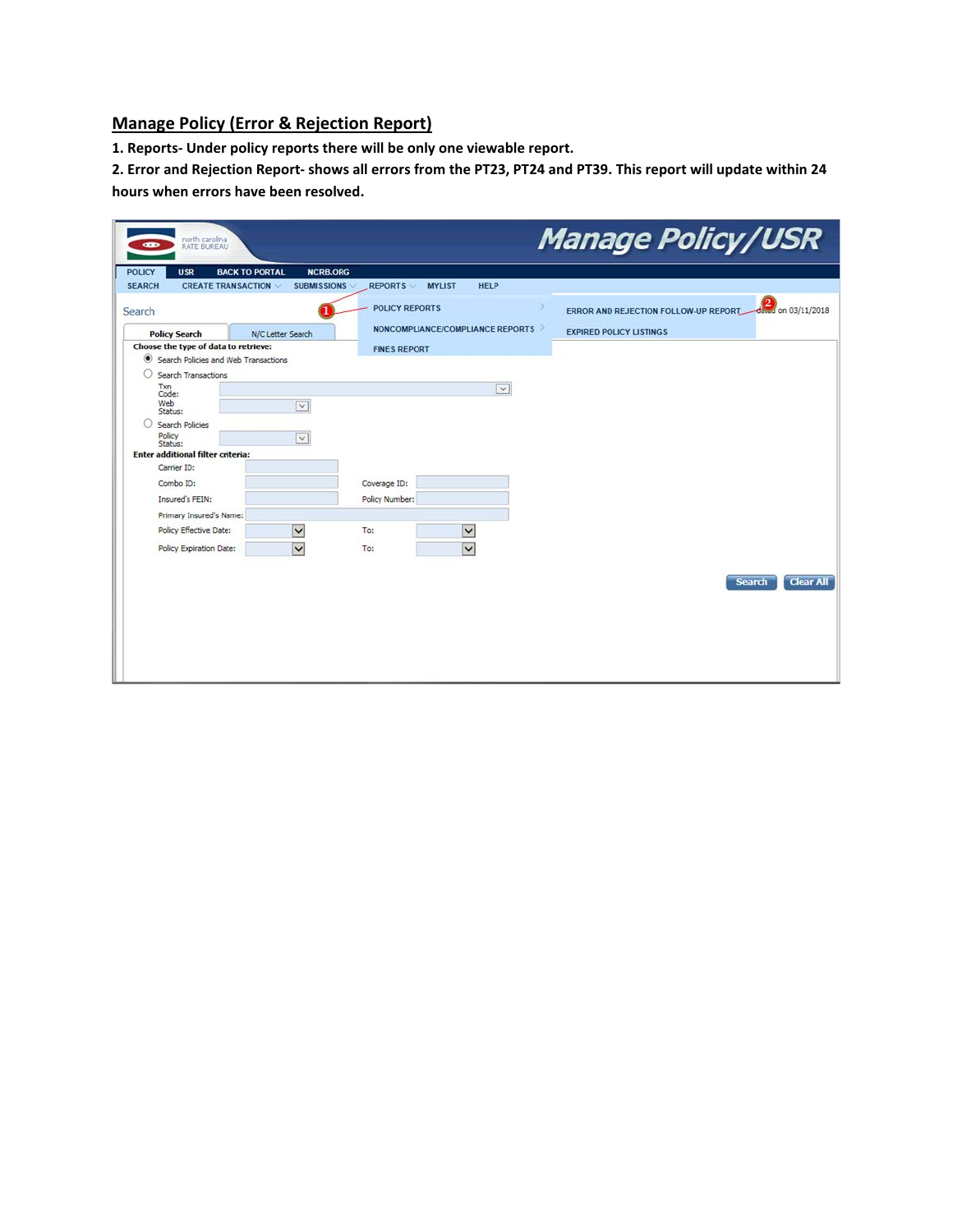## Manage Policy (Error & Rejection Report)

**1. Reports- Under policy reports there will be only one viewable report.**

**2. Error and Rejection Report- shows all errors from the PT23, PT24 and PT39. This report will update within 24 hours when errors have been resolved.**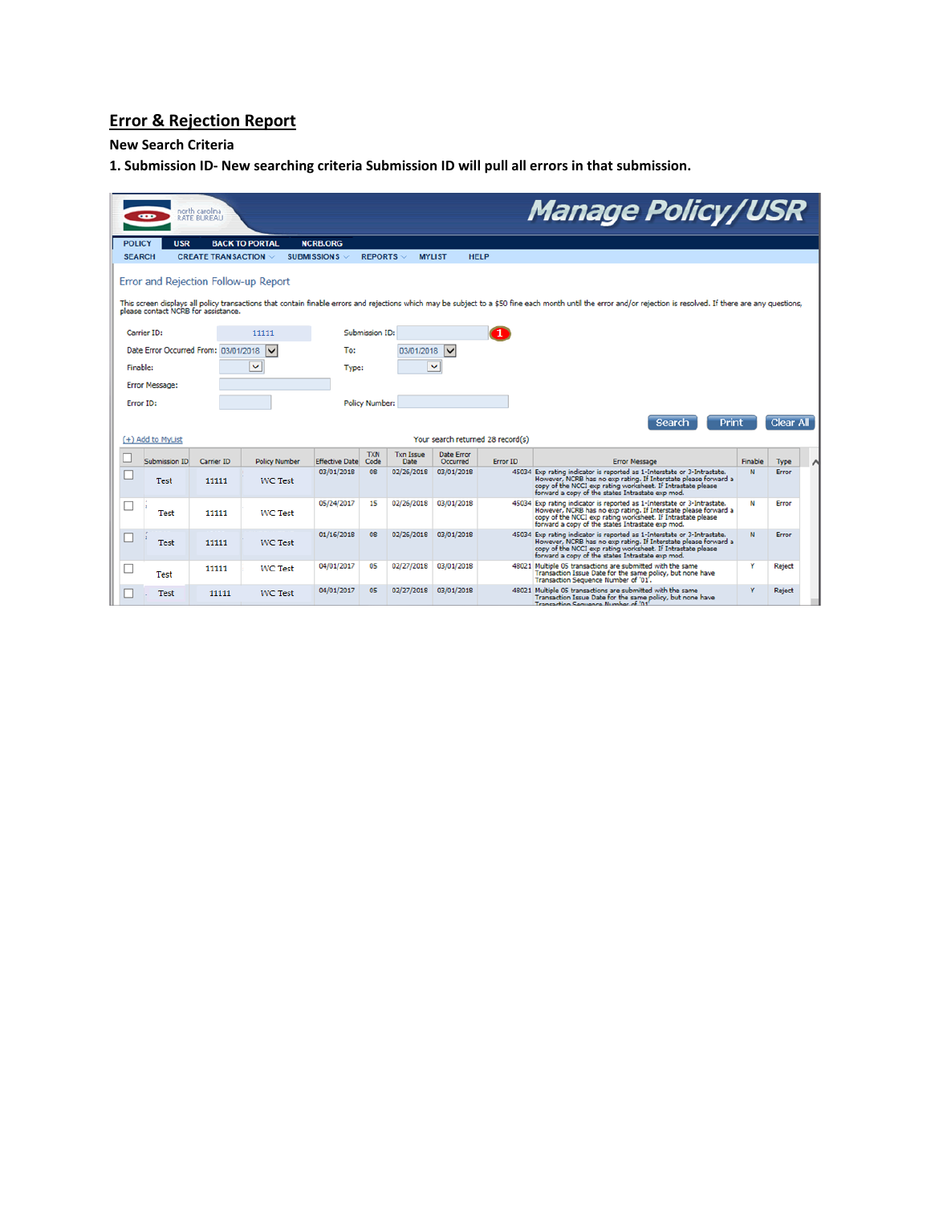## Error & Rejection Report

**New Search Criteria**

**1. Submission ID- New searching criteria Submission ID will pull all errors in that submission.**

north carolina RATE BUREAU

Manage Policy/USR

POLICY USR BACK TO PORTAL NCRB.ORG

SEARCH CREATE TRANSACTION SUBMISSIONS REPORTS MYLIST HELP

Error and Rejection Follow-up Report

This screen displays all policy transactions that contain finable errors and rejections which may be subject to a $50 fine each month until the error and/or rejection is resolved. If there are any questions, please contact NCRB for assistance.

Carrier ID: 11111

Submission ID: 1

Date Error Occurred From: 03/01/2018 To: 03/01/2018

Finable:

Type:

Error Message:

Error ID:

Policy Number:

Search Print Clear All

(+) Add to MyList

Your search returned 28 record(s)

| | Submission ID | Carrier ID | Policy Number | Effective Date | TXN Code | Txn Issue Date | Date Error Occurred | Error ID | Error Message | Finable | Type |
|---|---|---|---|---|---|---|---|---|---|---|---|
| | Test | 11111 | WC Test | 03/01/2018 | 08 | 02/26/2018 | 03/01/2018 | 45034 | Exp rating indicator is reported as 1-Interstate or 3-Intrastate. However, NCRB has no exp rating. If Interstate please forward a copy of the NCCI exp rating worksheet. If Intrastate please forward a copy of the states Intrastate exp mod. | N | Error |
| | Test | 11111 | WC Test | 05/24/2017 | 15 | 02/26/2018 | 03/01/2018 | 45034 | Exp rating indicator is reported as 1-Interstate or 3-Intrastate. However, NCRB has no exp rating. If Interstate please forward a copy of the NCCI exp rating worksheet. If Intrastate please forward a copy of the states Intrastate exp mod. | N | Error |
| | Test | 11111 | WC Test | 01/16/2018 | 08 | 02/26/2018 | 03/01/2018 | 45034 | Exp rating indicator is reported as 1-Interstate or 3-Intrastate. However, NCRB has no exp rating. If Interstate please forward a copy of the NCCI exp rating worksheet. If Intrastate please forward a copy of the states Intrastate exp mod. | N | Error |
| | Test | 11111 | WC Test | 04/01/2017 | 05 | 02/27/2018 | 03/01/2018 | 48021 | Multiple 05 transactions are submitted with the same Transaction Issue Date for the same policy, but none have Transaction Sequence Number of '01'. | Y | Reject |
| | Test | 11111 | WC Test | 04/01/2017 | 05 | 02/27/2018 | 03/01/2018 | 48021 | Multiple 05 transactions are submitted with the same Transaction Issue Date for the same policy, but none have Transaction Sequence Number of '01'. | Y | Reject |